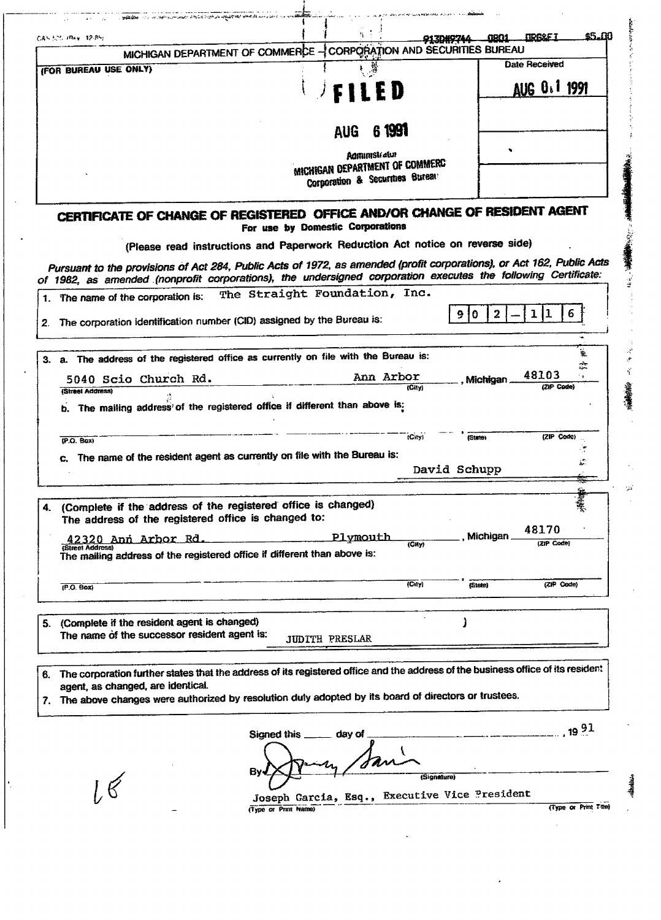CAS-525 (Rev. 12-85)

913D#2744 0801 ORG&FI $5.00

MICHIGAN DEPARTMENT OF COMMERCE – CORPORATION AND SECURITIES BUREAU

| (FOR BUREAU USE ONLY) | Date Received |
|---|---|
| **FILED** AUG 6 1991 Administrator MICHIGAN DEPARTMENT OF COMMERCE Corporation & Securities Bureau | AUG 01 1991 |

## CERTIFICATE OF CHANGE OF REGISTERED OFFICE AND/OR CHANGE OF RESIDENT AGENT

**For use by Domestic Corporations**

(Please read instructions and Paperwork Reduction Act notice on reverse side)

*Pursuant to the provisions of Act 284, Public Acts of 1972, as amended (profit corporations), or Act 162, Public Acts of 1982, as amended (nonprofit corporations), the undersigned corporation executes the following Certificate:*

1. The name of the corporation is: The Straight Foundation, Inc.
2. The corporation identification number (CID) assigned by the Bureau is: 902-116

3. a. The address of the registered office as currently on file with the Bureau is:

   5040 Scio Church Rd. (Street Address), Ann Arbor (City), Michigan 48103 (ZIP Code)

   b. The mailing address of the registered office if different than above is:

   (P.O. Box) (City) (State) (ZIP Code)

   c. The name of the resident agent as currently on file with the Bureau is: David Schupp

4. (Complete if the address of the registered office is changed)
   The address of the registered office is changed to:

   42320 Ann Arbor Rd. (Street Address), Plymouth (City), Michigan 48170 (ZIP Code)

   The mailing address of the registered office if different than above is:

   (P.O. Box) (City) (State) (ZIP Code)

5. (Complete if the resident agent is changed)
   The name of the successor resident agent is: JUDITH PRESLAR

6. The corporation further states that the address of its registered office and the address of the business office of its resident agent, as changed, are identical.
7. The above changes were authorized by resolution duly adopted by its board of directors or trustees.

Signed this _____ day of _______________, 19 91

By [signature] (Signature)

Joseph Garcia, Esq., Executive Vice President
(Type or Print Name) (Type or Print Title)

18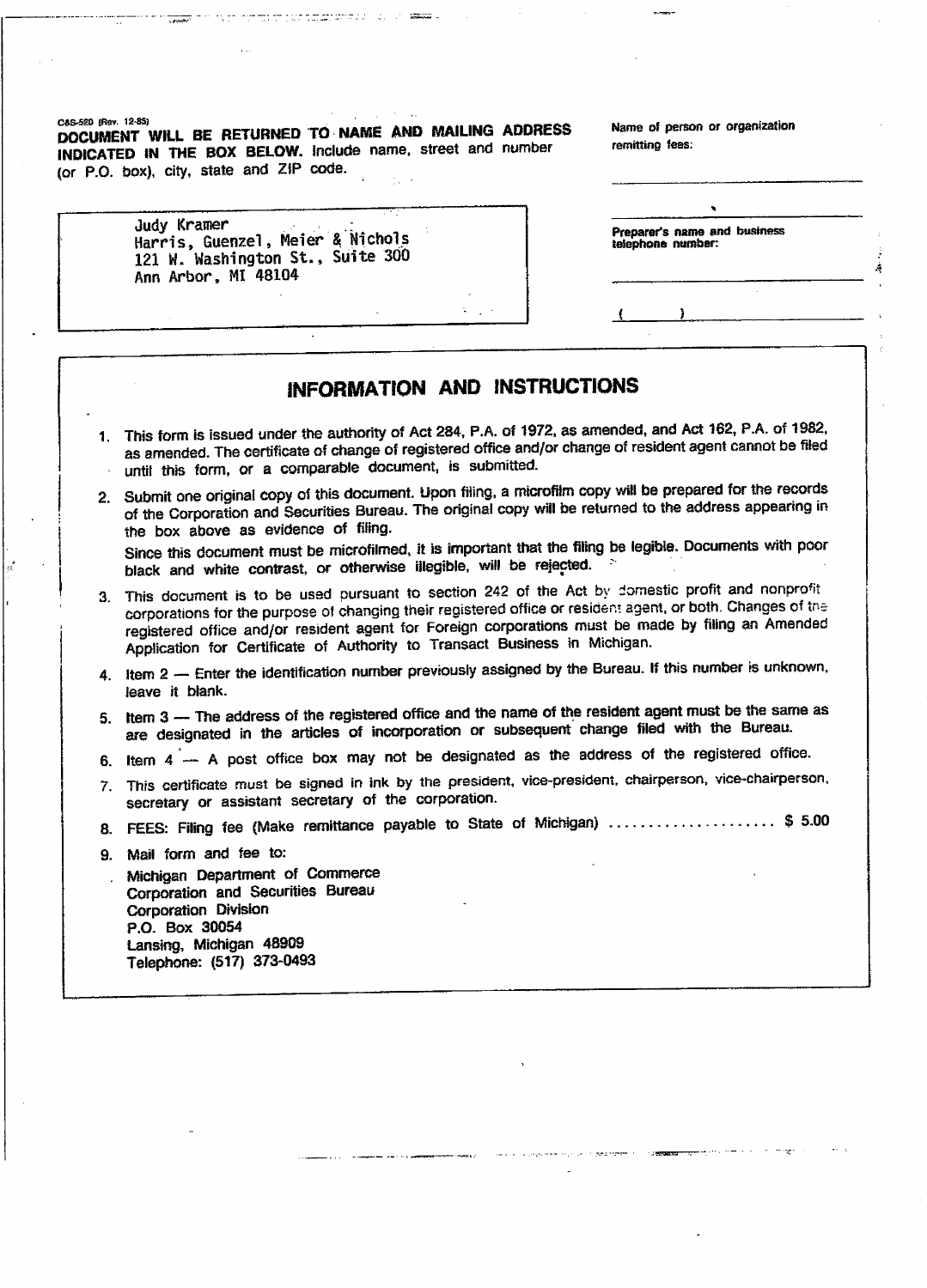C&S-520 (Rev. 12-85)

**DOCUMENT WILL BE RETURNED TO NAME AND MAILING ADDRESS INDICATED IN THE BOX BELOW.** Include name, street and number (or P.O. box), city, state and ZIP code.

Judy Kramer
Harris, Guenzel, Meier & Nichols
121 W. Washington St., Suite 300
Ann Arbor, MI 48104

Name of person or organization remitting fees:

Preparer's name and business telephone number:

( )

## INFORMATION AND INSTRUCTIONS

1. This form is issued under the authority of Act 284, P.A. of 1972, as amended, and Act 162, P.A. of 1982, as amended. The certificate of change of registered office and/or change of resident agent cannot be filed until this form, or a comparable document, is submitted.
2. Submit one original copy of this document. Upon filing, a microfilm copy will be prepared for the records of the Corporation and Securities Bureau. The original copy will be returned to the address appearing in the box above as evidence of filing.

   Since this document must be microfilmed, it is important that the filing be legible. Documents with poor black and white contrast, or otherwise illegible, will be rejected.
3. This document is to be used pursuant to section 242 of the Act by domestic profit and nonprofit corporations for the purpose of changing their registered office or resident agent, or both. Changes of the registered office and/or resident agent for Foreign corporations must be made by filing an Amended Application for Certificate of Authority to Transact Business in Michigan.
4. Item 2 — Enter the identification number previously assigned by the Bureau. If this number is unknown, leave it blank.
5. Item 3 — The address of the registered office and the name of the resident agent must be the same as are designated in the articles of incorporation or subsequent change filed with the Bureau.
6. Item 4 — A post office box may not be designated as the address of the registered office.
7. This certificate must be signed in ink by the president, vice-president, chairperson, vice-chairperson, secretary or assistant secretary of the corporation.
8. FEES: Filing fee (Make remittance payable to State of Michigan) .................... $ 5.00
9. Mail form and fee to:

   Michigan Department of Commerce
   Corporation and Securities Bureau
   Corporation Division
   P.O. Box 30054
   Lansing, Michigan 48909
   Telephone: (517) 373-0493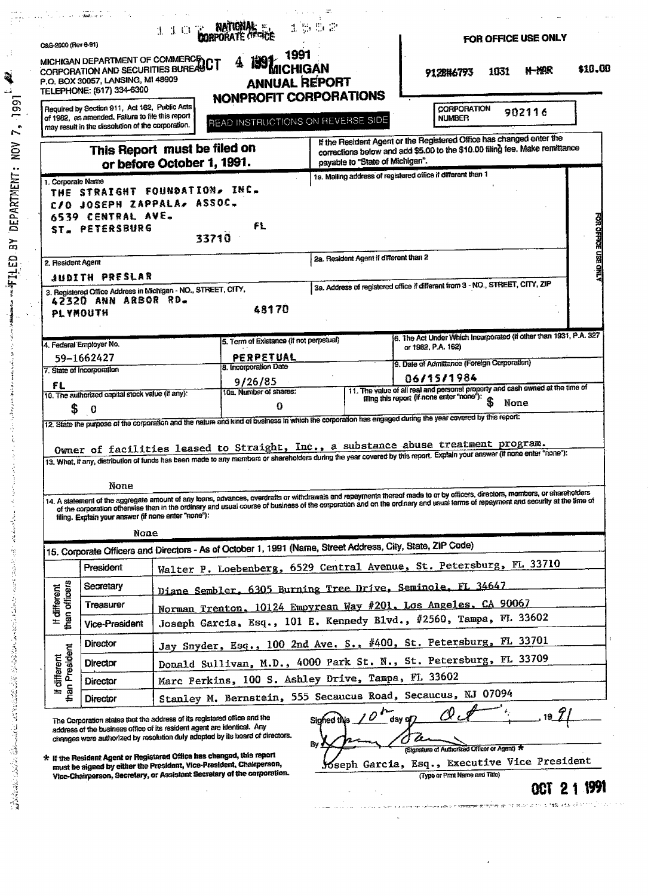1 1 0 NATIONAL CORPORATE OFFICE 1 5 5 2

C&S-2000 (Rev 6-91)

FOR OFFICE USE ONLY

MICHIGAN DEPARTMENT OF COMMERCE
CORPORATION AND SECURITIES BUREAU
P.O. BOX 30057, LANSING, MI 48909
TELEPHONE: (517) 334-6300

OCT 4 1991

# 1991 MICHIGAN ANNUAL REPORT NONPROFIT CORPORATIONS

912BH6793 1031 N-MAR $10.00

Required by Section 911, Act 162, Public Acts of 1982, as amended. Failure to file this report may result in the dissolution of the corporation.

READ INSTRUCTIONS ON REVERSE SIDE

CORPORATION NUMBER 902116

FILED BY DEPARTMENT: NOV 7, 1991

**This Report must be filed on or before October 1, 1991.**

If the Resident Agent or the Registered Office has changed enter the corrections below and add $5.00 to the $10.00 filing fee. Make remittance payable to "State of Michigan".

1. Corporate Name
THE STRAIGHT FOUNDATION, INC.
C/O JOSEPH ZAPPALA, ASSOC.
6539 CENTRAL AVE.
ST. PETERSBURG FL
33710

1a. Mailing address of registered office if different than 1

2. Resident Agent
JUDITH PRESLAR

2a. Resident Agent if different than 2

3. Registered Office Address in Michigan - NO., STREET, CITY,
42320 ANN ARBOR RD.
PLYMOUTH 48170

3a. Address of registered office if different from 3 - NO., STREET, CITY, ZIP

FOR OFFICE USE ONLY

| | | |
|---|---|---|
| 4. Federal Employer No.: 59-1662427 | 5. Term of Existance (if not perpetual): PERPETUAL | 6. The Act Under Which Incorporated (if other than 1931, P.A. 327 or 1982, P.A. 162) |
| 7. State of Incorporation: FL | 8. Incorporation Date: 9/26/85 | 9. Date of Admittance (Foreign Corporation): 06/15/1984 |
| 10. The authorized capital stock value (if any): $ 0 | 10a. Number of shares: 0 | 11. The value of all real and personal property and cash owned at the time of filing this report (if none enter "none"): $ None |

12. State the purpose of the corporation and the nature and kind of business in which the corporation has engaged during the year covered by this report:

Owner of facilities leased to Straight, Inc., a substance abuse treatment program.

13. What, if any, distribution of funds has been made to any members or shareholders during the year covered by this report. Explain your answer (if none enter "none"):

None

14. A statement of the aggregate amount of any loans, advances, overdrafts or withdrawals and repayments thereof made to or by officers, directors, members, or shareholders of the corporation otherwise than in the ordinary and usual course of business of the corporation and on the ordinary and usual terms of repayment and security at the time of filing. Explain your answer (if none enter "none"):

None

15. Corporate Officers and Directors - As of October 1, 1991 (Name, Street Address, City, State, ZIP Code)

| | | |
|---|---|---|
| | President | Walter P. Loebenberg, 6529 Central Avenue, St. Petersburg, FL 33710 |
| If different than officers | Secretary | Diane Sembler, 6305 Burning Tree Drive, Seminole, FL 34647 |
| | Treasurer | Norman Trenton, 10124 Empyrean Way #201, Los Angeles, CA 90067 |
| | Vice-President | Joseph Garcia, Esq., 101 E. Kennedy Blvd., #2560, Tampa, FL 33602 |
| If different than President | Director | Jay Snyder, Esq., 100 2nd Ave. S., #400, St. Petersburg, FL 33701 |
| | Director | Donald Sullivan, M.D., 4000 Park St. N., St. Petersburg, FL 33709 |
| | Director | Marc Perkins, 100 S. Ashley Drive, Tampa, FL 33602 |
| | Director | Stanley M. Bernstein, 555 Secaucus Road, Secaucus, NJ 07094 |

The Corporation states that the address of its registered office and the address of the business office of its resident agent are identical. Any changes were authorized by resolution duly adopted by its board of directors.

\* If the Resident Agent or Registered Office has changed, this report must be signed by either the President, Vice-President, Chairperson, Vice-Chairperson, Secretary, or Assistant Secretary of the corporation.

Signed this 10th day of Oct, 1991

By [signature]
(Signature of Authorized Officer or Agent) *

Joseph Garcia, Esq., Executive Vice President
(Type or Print Name and Title)

OCT 21 1991